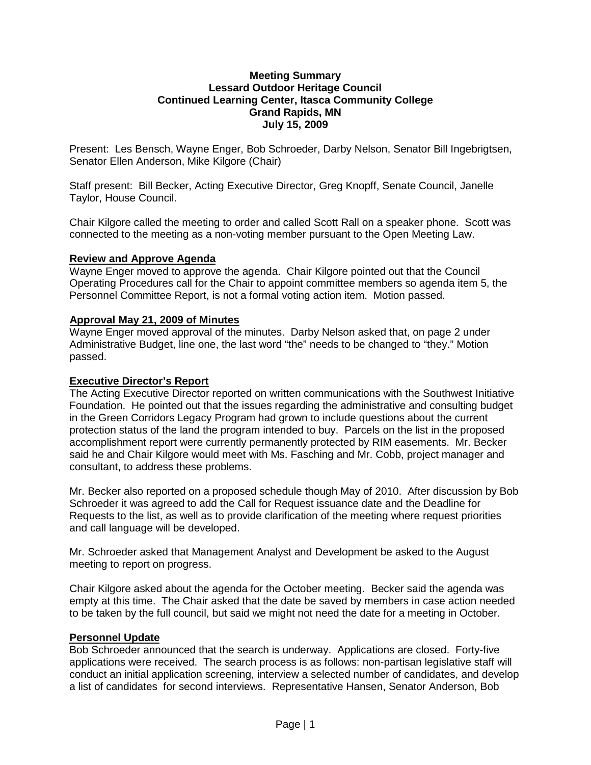**Meeting Summary**
**Lessard Outdoor Heritage Council**
**Continued Learning Center, Itasca Community College**
**Grand Rapids, MN**
**July 15, 2009**

Present: Les Bensch, Wayne Enger, Bob Schroeder, Darby Nelson, Senator Bill Ingebrigtsen, Senator Ellen Anderson, Mike Kilgore (Chair)

Staff present: Bill Becker, Acting Executive Director, Greg Knopff, Senate Council, Janelle Taylor, House Council.

Chair Kilgore called the meeting to order and called Scott Rall on a speaker phone. Scott was connected to the meeting as a non-voting member pursuant to the Open Meeting Law.

## Review and Approve Agenda

Wayne Enger moved to approve the agenda. Chair Kilgore pointed out that the Council Operating Procedures call for the Chair to appoint committee members so agenda item 5, the Personnel Committee Report, is not a formal voting action item. Motion passed.

## Approval May 21, 2009 of Minutes

Wayne Enger moved approval of the minutes. Darby Nelson asked that, on page 2 under Administrative Budget, line one, the last word "the" needs to be changed to "they." Motion passed.

## Executive Director's Report

The Acting Executive Director reported on written communications with the Southwest Initiative Foundation. He pointed out that the issues regarding the administrative and consulting budget in the Green Corridors Legacy Program had grown to include questions about the current protection status of the land the program intended to buy. Parcels on the list in the proposed accomplishment report were currently permanently protected by RIM easements. Mr. Becker said he and Chair Kilgore would meet with Ms. Fasching and Mr. Cobb, project manager and consultant, to address these problems.

Mr. Becker also reported on a proposed schedule though May of 2010. After discussion by Bob Schroeder it was agreed to add the Call for Request issuance date and the Deadline for Requests to the list, as well as to provide clarification of the meeting where request priorities and call language will be developed.

Mr. Schroeder asked that Management Analyst and Development be asked to the August meeting to report on progress.

Chair Kilgore asked about the agenda for the October meeting. Becker said the agenda was empty at this time. The Chair asked that the date be saved by members in case action needed to be taken by the full council, but said we might not need the date for a meeting in October.

## Personnel Update

Bob Schroeder announced that the search is underway. Applications are closed. Forty-five applications were received. The search process is as follows: non-partisan legislative staff will conduct an initial application screening, interview a selected number of candidates, and develop a list of candidates for second interviews. Representative Hansen, Senator Anderson, Bob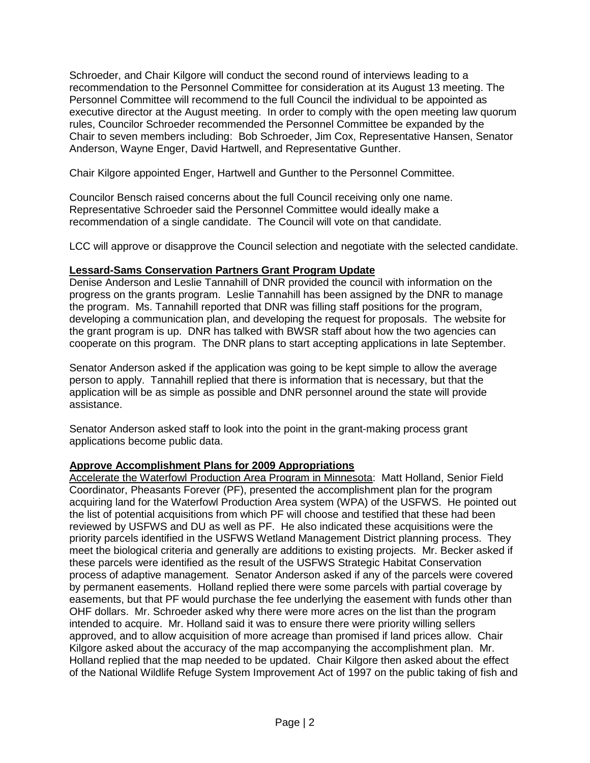Schroeder, and Chair Kilgore will conduct the second round of interviews leading to a recommendation to the Personnel Committee for consideration at its August 13 meeting. The Personnel Committee will recommend to the full Council the individual to be appointed as executive director at the August meeting. In order to comply with the open meeting law quorum rules, Councilor Schroeder recommended the Personnel Committee be expanded by the Chair to seven members including: Bob Schroeder, Jim Cox, Representative Hansen, Senator Anderson, Wayne Enger, David Hartwell, and Representative Gunther.

Chair Kilgore appointed Enger, Hartwell and Gunther to the Personnel Committee.

Councilor Bensch raised concerns about the full Council receiving only one name. Representative Schroeder said the Personnel Committee would ideally make a recommendation of a single candidate. The Council will vote on that candidate.

LCC will approve or disapprove the Council selection and negotiate with the selected candidate.

**Lessard-Sams Conservation Partners Grant Program Update**

Denise Anderson and Leslie Tannahill of DNR provided the council with information on the progress on the grants program. Leslie Tannahill has been assigned by the DNR to manage the program. Ms. Tannahill reported that DNR was filling staff positions for the program, developing a communication plan, and developing the request for proposals. The website for the grant program is up. DNR has talked with BWSR staff about how the two agencies can cooperate on this program. The DNR plans to start accepting applications in late September.

Senator Anderson asked if the application was going to be kept simple to allow the average person to apply. Tannahill replied that there is information that is necessary, but that the application will be as simple as possible and DNR personnel around the state will provide assistance.

Senator Anderson asked staff to look into the point in the grant-making process grant applications become public data.

**Approve Accomplishment Plans for 2009 Appropriations**

Accelerate the Waterfowl Production Area Program in Minnesota: Matt Holland, Senior Field Coordinator, Pheasants Forever (PF), presented the accomplishment plan for the program acquiring land for the Waterfowl Production Area system (WPA) of the USFWS. He pointed out the list of potential acquisitions from which PF will choose and testified that these had been reviewed by USFWS and DU as well as PF. He also indicated these acquisitions were the priority parcels identified in the USFWS Wetland Management District planning process. They meet the biological criteria and generally are additions to existing projects. Mr. Becker asked if these parcels were identified as the result of the USFWS Strategic Habitat Conservation process of adaptive management. Senator Anderson asked if any of the parcels were covered by permanent easements. Holland replied there were some parcels with partial coverage by easements, but that PF would purchase the fee underlying the easement with funds other than OHF dollars. Mr. Schroeder asked why there were more acres on the list than the program intended to acquire. Mr. Holland said it was to ensure there were priority willing sellers approved, and to allow acquisition of more acreage than promised if land prices allow. Chair Kilgore asked about the accuracy of the map accompanying the accomplishment plan. Mr. Holland replied that the map needed to be updated. Chair Kilgore then asked about the effect of the National Wildlife Refuge System Improvement Act of 1997 on the public taking of fish and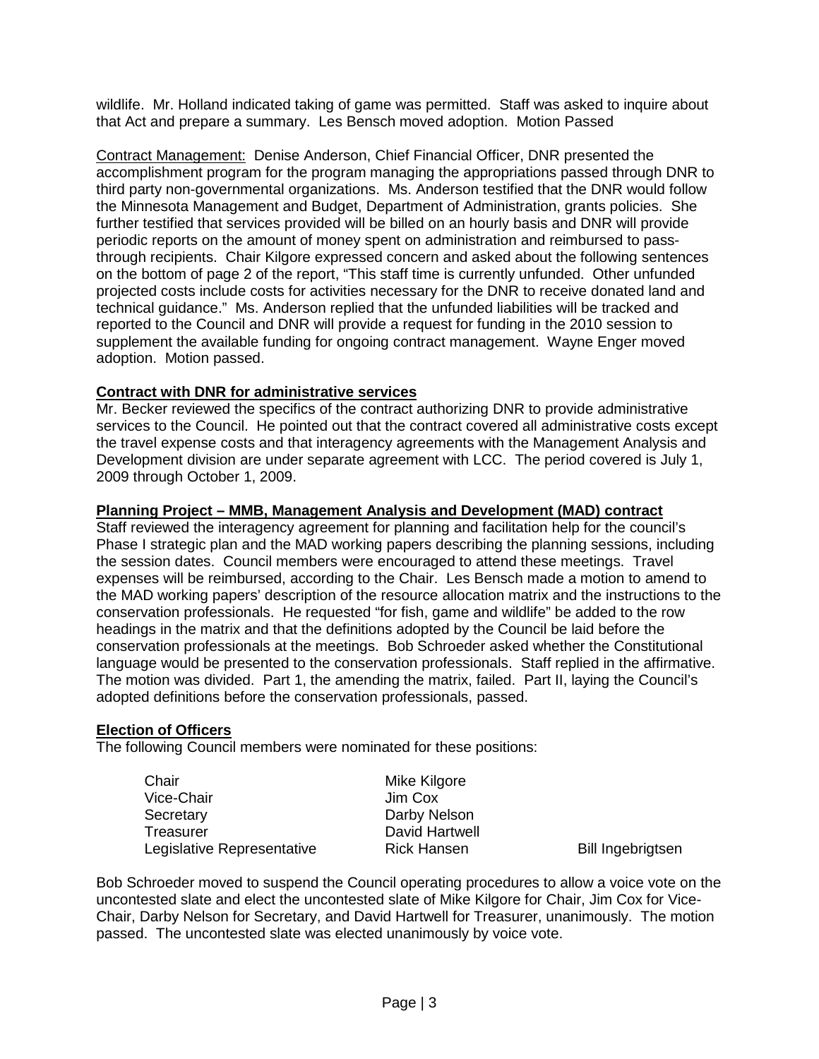wildlife. Mr. Holland indicated taking of game was permitted. Staff was asked to inquire about that Act and prepare a summary. Les Bensch moved adoption. Motion Passed

Contract Management: Denise Anderson, Chief Financial Officer, DNR presented the accomplishment program for the program managing the appropriations passed through DNR to third party non-governmental organizations. Ms. Anderson testified that the DNR would follow the Minnesota Management and Budget, Department of Administration, grants policies. She further testified that services provided will be billed on an hourly basis and DNR will provide periodic reports on the amount of money spent on administration and reimbursed to pass-through recipients. Chair Kilgore expressed concern and asked about the following sentences on the bottom of page 2 of the report, "This staff time is currently unfunded. Other unfunded projected costs include costs for activities necessary for the DNR to receive donated land and technical guidance." Ms. Anderson replied that the unfunded liabilities will be tracked and reported to the Council and DNR will provide a request for funding in the 2010 session to supplement the available funding for ongoing contract management. Wayne Enger moved adoption. Motion passed.

**Contract with DNR for administrative services**

Mr. Becker reviewed the specifics of the contract authorizing DNR to provide administrative services to the Council. He pointed out that the contract covered all administrative costs except the travel expense costs and that interagency agreements with the Management Analysis and Development division are under separate agreement with LCC. The period covered is July 1, 2009 through October 1, 2009.

**Planning Project – MMB, Management Analysis and Development (MAD) contract**

Staff reviewed the interagency agreement for planning and facilitation help for the council's Phase I strategic plan and the MAD working papers describing the planning sessions, including the session dates. Council members were encouraged to attend these meetings. Travel expenses will be reimbursed, according to the Chair. Les Bensch made a motion to amend to the MAD working papers' description of the resource allocation matrix and the instructions to the conservation professionals. He requested "for fish, game and wildlife" be added to the row headings in the matrix and that the definitions adopted by the Council be laid before the conservation professionals at the meetings. Bob Schroeder asked whether the Constitutional language would be presented to the conservation professionals. Staff replied in the affirmative. The motion was divided. Part 1, the amending the matrix, failed. Part II, laying the Council's adopted definitions before the conservation professionals, passed.

**Election of Officers**

The following Council members were nominated for these positions:

| | | |
|---|---|---|
| Chair | Mike Kilgore | |
| Vice-Chair | Jim Cox | |
| Secretary | Darby Nelson | |
| Treasurer | David Hartwell | |
| Legislative Representative | Rick Hansen | Bill Ingebrigtsen |

Bob Schroeder moved to suspend the Council operating procedures to allow a voice vote on the uncontested slate and elect the uncontested slate of Mike Kilgore for Chair, Jim Cox for Vice-Chair, Darby Nelson for Secretary, and David Hartwell for Treasurer, unanimously. The motion passed. The uncontested slate was elected unanimously by voice vote.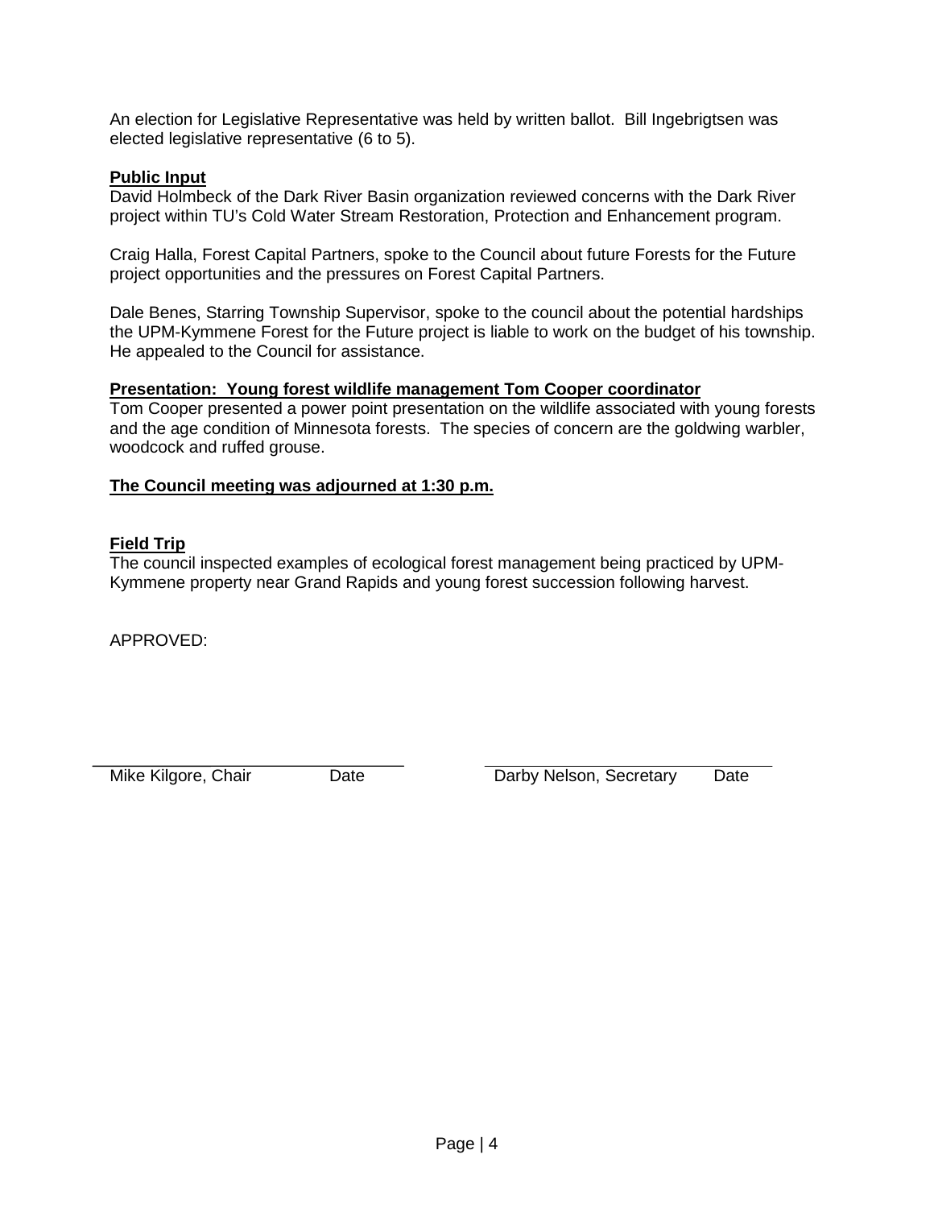An election for Legislative Representative was held by written ballot. Bill Ingebrigtsen was elected legislative representative (6 to 5).

**Public Input**

David Holmbeck of the Dark River Basin organization reviewed concerns with the Dark River project within TU's Cold Water Stream Restoration, Protection and Enhancement program.

Craig Halla, Forest Capital Partners, spoke to the Council about future Forests for the Future project opportunities and the pressures on Forest Capital Partners.

Dale Benes, Starring Township Supervisor, spoke to the council about the potential hardships the UPM-Kymmene Forest for the Future project is liable to work on the budget of his township. He appealed to the Council for assistance.

**Presentation: Young forest wildlife management Tom Cooper coordinator**

Tom Cooper presented a power point presentation on the wildlife associated with young forests and the age condition of Minnesota forests. The species of concern are the goldwing warbler, woodcock and ruffed grouse.

**The Council meeting was adjourned at 1:30 p.m.**

**Field Trip**

The council inspected examples of ecological forest management being practiced by UPM-Kymmene property near Grand Rapids and young forest succession following harvest.

APPROVED:

| | |
|---|---|
| Mike Kilgore, Chair &nbsp;&nbsp;&nbsp; Date | Darby Nelson, Secretary &nbsp;&nbsp;&nbsp; Date |